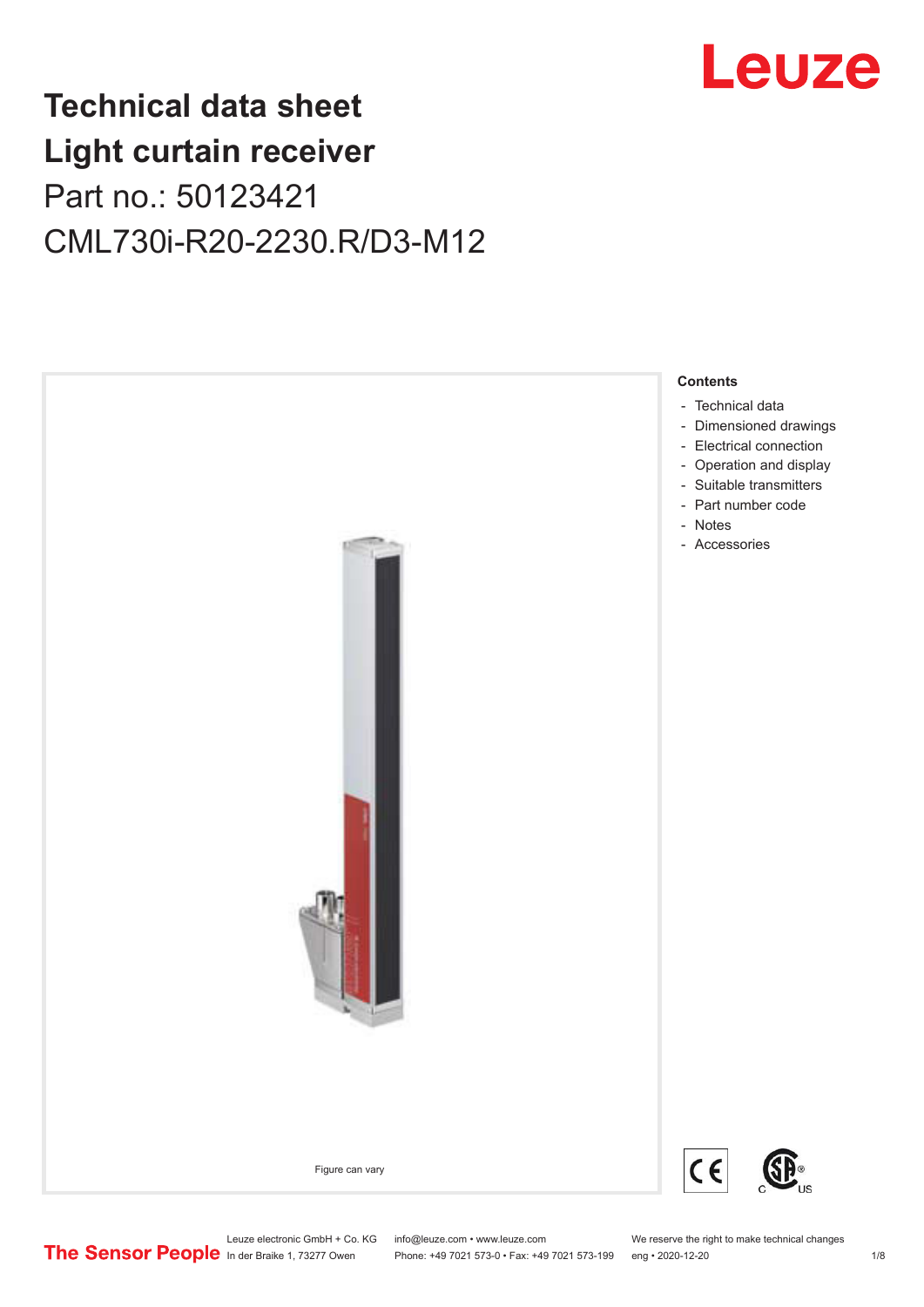# Technical data sheet
# Light curtain receiver

Part no.: 50123421

CML730i-R20-2230.R/D3-M12

Figure can vary

**Contents**

- Technical data
- Dimensioned drawings
- Electrical connection
- Operation and display
- Suitable transmitters
- Part number code
- Notes
- Accessories

Leuze electronic GmbH + Co. KG
In der Braike 1, 73277 Owen

info@leuze.com • www.leuze.com
Phone: +49 7021 573-0 • Fax: +49 7021 573-199

We reserve the right to make technical changes
eng • 2020-12-20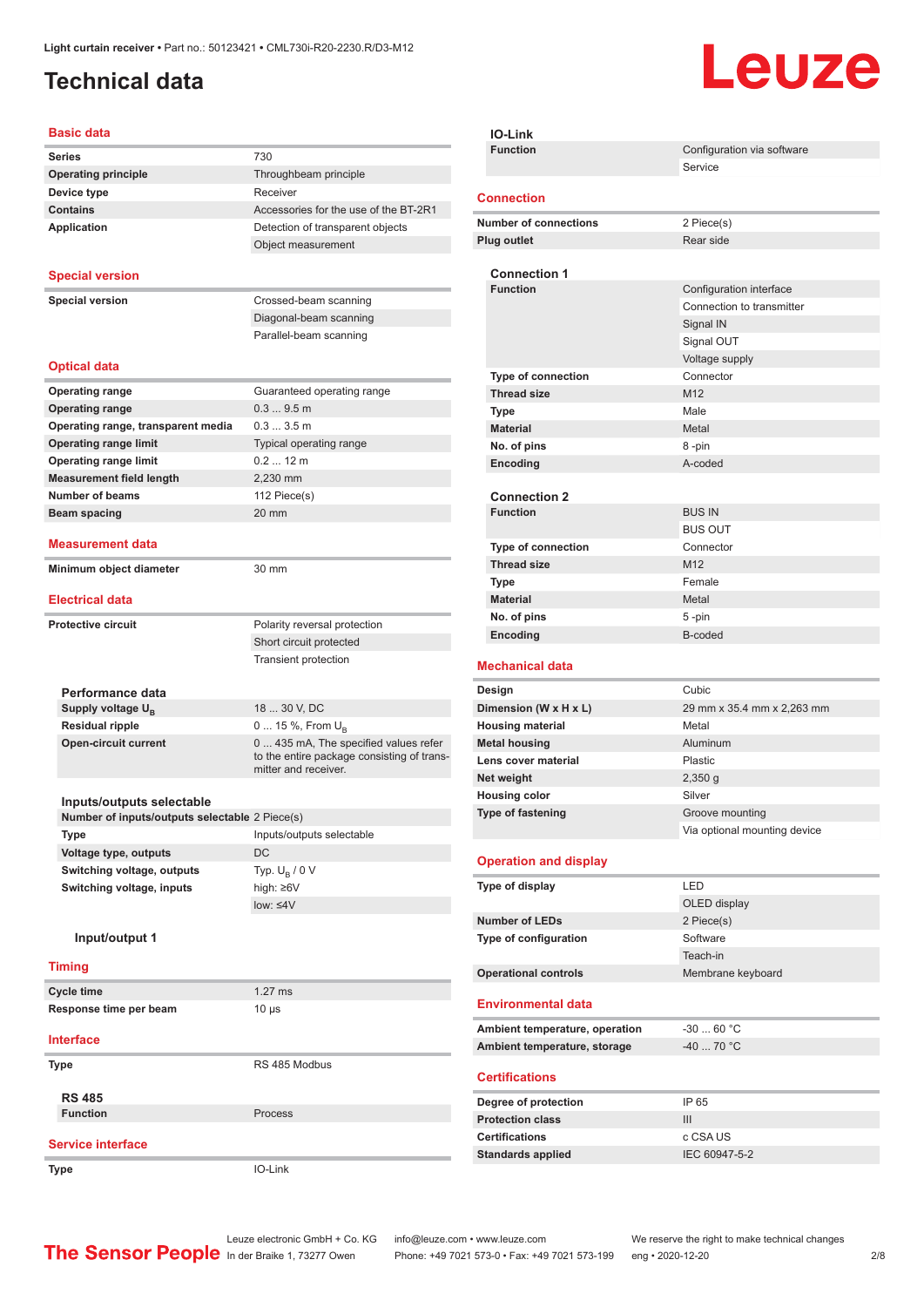# Technical data

## Basic data

| | |
|---|---|
| **Series** | 730 |
| **Operating principle** | Throughbeam principle |
| **Device type** | Receiver |
| **Contains** | Accessories for the use of the BT-2R1 |
| **Application** | Detection of transparent objects |
| | Object measurement |

## Special version

| | |
|---|---|
| **Special version** | Crossed-beam scanning |
| | Diagonal-beam scanning |
| | Parallel-beam scanning |

## Optical data

| | |
|---|---|
| **Operating range** | Guaranteed operating range |
| **Operating range** | 0.3 ... 9.5 m |
| **Operating range, transparent media** | 0.3 ... 3.5 m |
| **Operating range limit** | Typical operating range |
| **Operating range limit** | 0.2 ... 12 m |
| **Measurement field length** | 2,230 mm |
| **Number of beams** | 112 Piece(s) |
| **Beam spacing** | 20 mm |

## Measurement data

| | |
|---|---|
| **Minimum object diameter** | 30 mm |

## Electrical data

| | |
|---|---|
| **Protective circuit** | Polarity reversal protection |
| | Short circuit protected |
| | Transient protection |

### Performance data

| | |
|---|---|
| **Supply voltage $U_B$** | 18 ... 30 V, DC |
| **Residual ripple** | 0 ... 15 %, From $U_B$ |
| **Open-circuit current** | 0 ... 435 mA, The specified values refer to the entire package consisting of transmitter and receiver. |

### Inputs/outputs selectable

| | |
|---|---|
| **Number of inputs/outputs selectable** | 2 Piece(s) |
| **Type** | Inputs/outputs selectable |
| **Voltage type, outputs** | DC |
| **Switching voltage, outputs** | Typ. $U_B$ / 0 V |
| **Switching voltage, inputs** | high: ≥6V |
| | low: ≤4V |

#### Input/output 1

## Timing

| | |
|---|---|
| **Cycle time** | 1.27 ms |
| **Response time per beam** | 10 µs |

## Interface

| | |
|---|---|
| **Type** | RS 485 Modbus |

### RS 485

| | |
|---|---|
| **Function** | Process |

## Service interface

| | |
|---|---|
| **Type** | IO-Link |

### IO-Link

| | |
|---|---|
| **Function** | Configuration via software |
| | Service |

## Connection

| | |
|---|---|
| **Number of connections** | 2 Piece(s) |
| **Plug outlet** | Rear side |

### Connection 1

| | |
|---|---|
| **Function** | Configuration interface |
| | Connection to transmitter |
| | Signal IN |
| | Signal OUT |
| | Voltage supply |
| **Type of connection** | Connector |
| **Thread size** | M12 |
| **Type** | Male |
| **Material** | Metal |
| **No. of pins** | 8 -pin |
| **Encoding** | A-coded |

### Connection 2

| | |
|---|---|
| **Function** | BUS IN |
| | BUS OUT |
| **Type of connection** | Connector |
| **Thread size** | M12 |
| **Type** | Female |
| **Material** | Metal |
| **No. of pins** | 5 -pin |
| **Encoding** | B-coded |

## Mechanical data

| | |
|---|---|
| **Design** | Cubic |
| **Dimension (W x H x L)** | 29 mm x 35.4 mm x 2,263 mm |
| **Housing material** | Metal |
| **Metal housing** | Aluminum |
| **Lens cover material** | Plastic |
| **Net weight** | 2,350 g |
| **Housing color** | Silver |
| **Type of fastening** | Groove mounting |
| | Via optional mounting device |

## Operation and display

| | |
|---|---|
| **Type of display** | LED |
| | OLED display |
| **Number of LEDs** | 2 Piece(s) |
| **Type of configuration** | Software |
| | Teach-in |
| **Operational controls** | Membrane keyboard |

## Environmental data

| | |
|---|---|
| **Ambient temperature, operation** | -30 ... 60 °C |
| **Ambient temperature, storage** | -40 ... 70 °C |

## Certifications

| | |
|---|---|
| **Degree of protection** | IP 65 |
| **Protection class** | III |
| **Certifications** | c CSA US |
| **Standards applied** | IEC 60947-5-2 |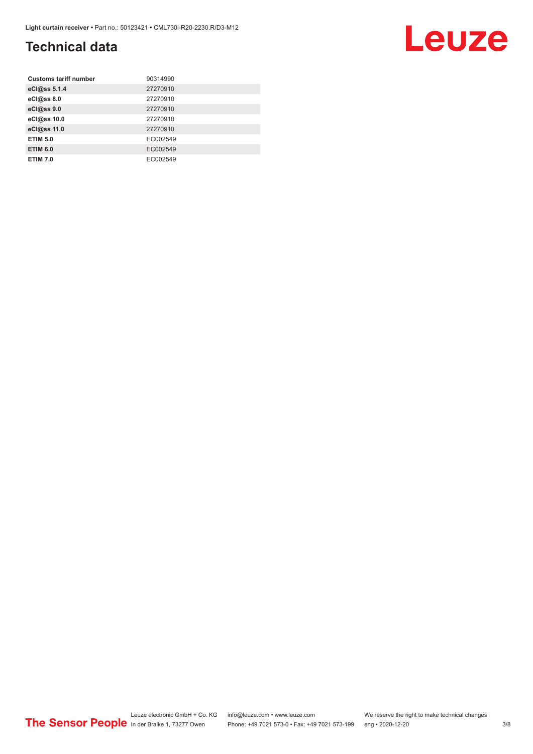# Technical data

| Customs tariff number | 90314990 |
|---|---|
| eCl@ss 5.1.4 | 27270910 |
| eCl@ss 8.0 | 27270910 |
| eCl@ss 9.0 | 27270910 |
| eCl@ss 10.0 | 27270910 |
| eCl@ss 11.0 | 27270910 |
| ETIM 5.0 | EC002549 |
| ETIM 6.0 | EC002549 |
| ETIM 7.0 | EC002549 |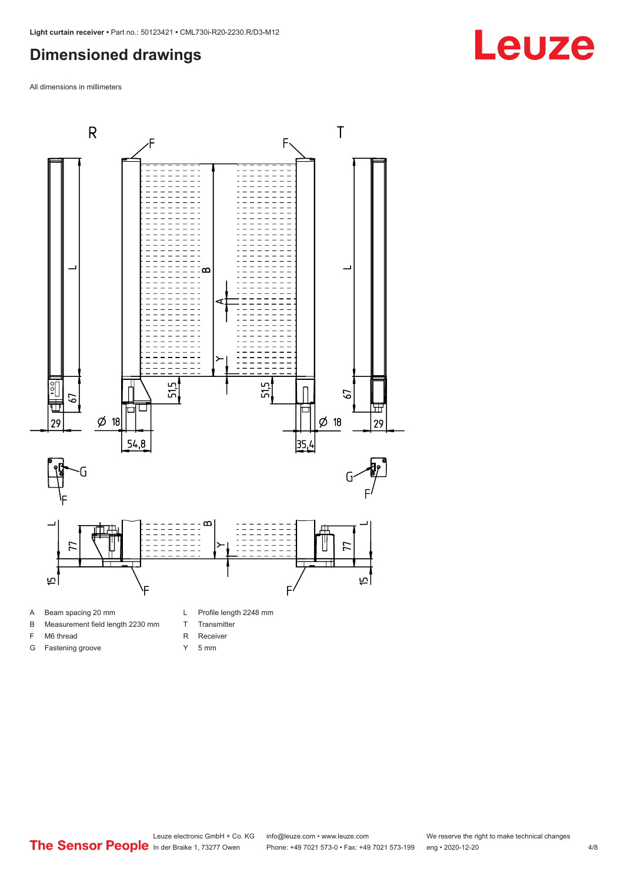## Dimensioned drawings

All dimensions in millimeters

- A Beam spacing 20 mm
- B Measurement field length 2230 mm
- F M6 thread
- G Fastening groove
- L Profile length 2248 mm
- T Transmitter
- R Receiver
- Y 5 mm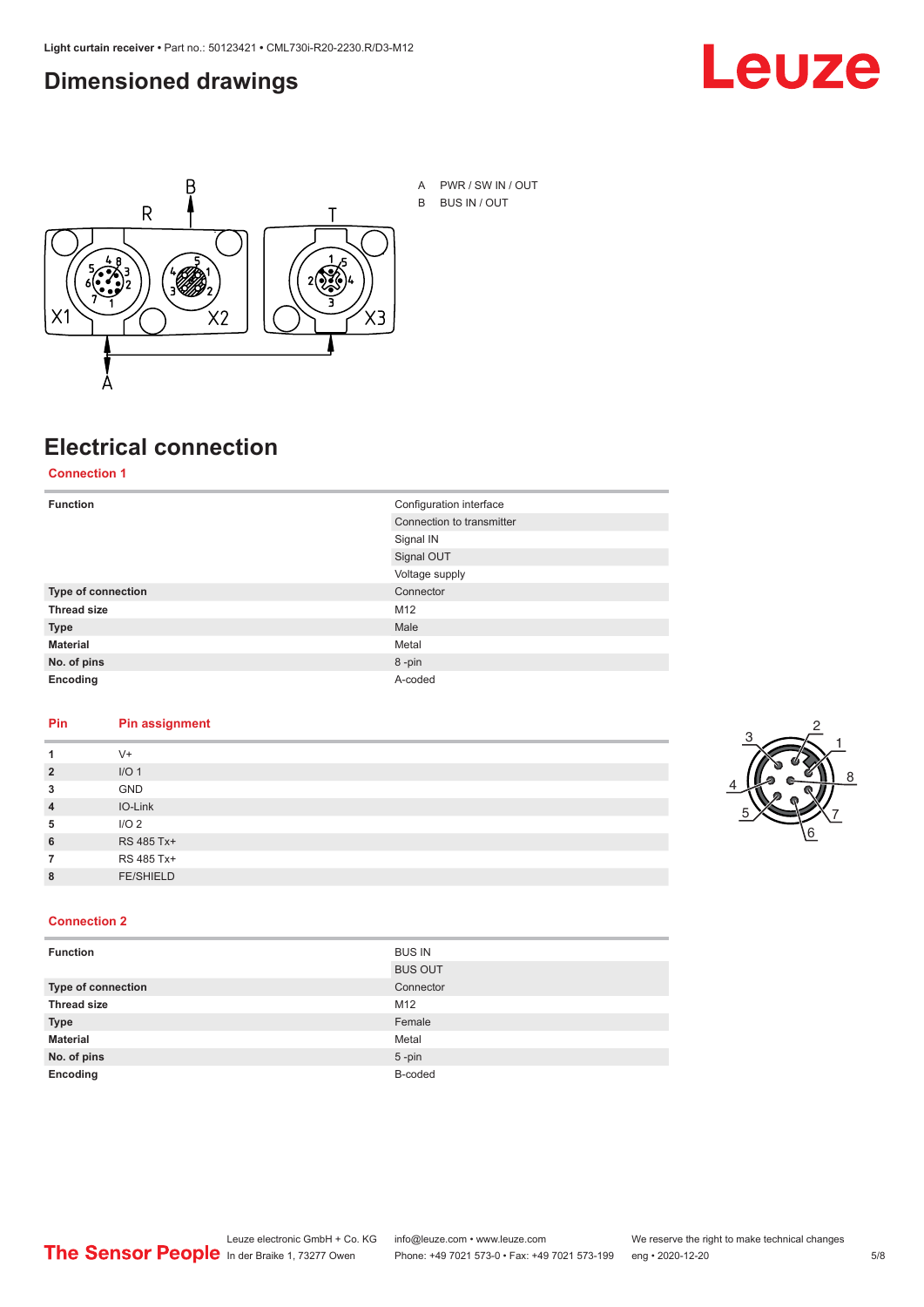## Dimensioned drawings

A PWR / SW IN / OUT
B BUS IN / OUT

## Electrical connection

### Connection 1

| | |
|---|---|
| **Function** | Configuration interface |
| | Connection to transmitter |
| | Signal IN |
| | Signal OUT |
| | Voltage supply |
| **Type of connection** | Connector |
| **Thread size** | M12 |
| **Type** | Male |
| **Material** | Metal |
| **No. of pins** | 8 -pin |
| **Encoding** | A-coded |

| Pin | Pin assignment |
|---|---|
| **1** | V+ |
| **2** | I/O 1 |
| **3** | GND |
| **4** | IO-Link |
| **5** | I/O 2 |
| **6** | RS 485 Tx+ |
| **7** | RS 485 Tx+ |
| **8** | FE/SHIELD |

### Connection 2

| | |
|---|---|
| **Function** | BUS IN |
| | BUS OUT |
| **Type of connection** | Connector |
| **Thread size** | M12 |
| **Type** | Female |
| **Material** | Metal |
| **No. of pins** | 5 -pin |
| **Encoding** | B-coded |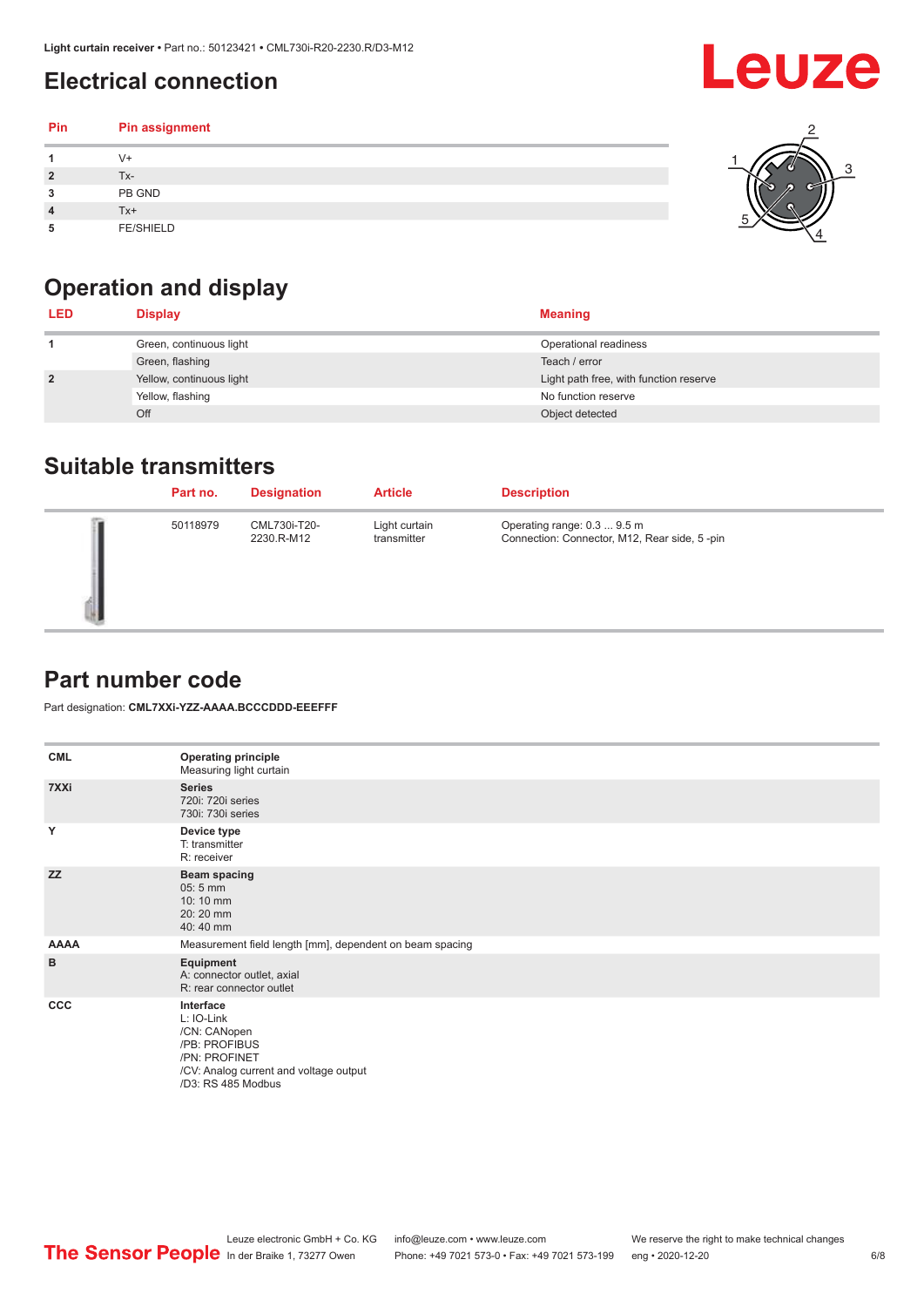## Electrical connection

| Pin | Pin assignment |
|---|---|
| 1 | V+ |
| 2 | Tx- |
| 3 | PB GND |
| 4 | Tx+ |
| 5 | FE/SHIELD |

## Operation and display

| LED | Display | Meaning |
|---|---|---|
| 1 | Green, continuous light | Operational readiness |
| | Green, flashing | Teach / error |
| 2 | Yellow, continuous light | Light path free, with function reserve |
| | Yellow, flashing | No function reserve |
| | Off | Object detected |

## Suitable transmitters

| Part no. | Designation | Article | Description |
|---|---|---|---|
| 50118979 | CML730i-T20-2230.R-M12 | Light curtain transmitter | Operating range: 0.3 ... 9.5 m<br>Connection: Connector, M12, Rear side, 5 -pin |

## Part number code

Part designation: **CML7XXi-YZZ-AAAA.BCCCDDD-EEEFFF**

| | |
|---|---|
| CML | **Operating principle**<br>Measuring light curtain |
| 7XXi | **Series**<br>720i: 720i series<br>730i: 730i series |
| Y | **Device type**<br>T: transmitter<br>R: receiver |
| ZZ | **Beam spacing**<br>05: 5 mm<br>10: 10 mm<br>20: 20 mm<br>40: 40 mm |
| AAAA | Measurement field length [mm], dependent on beam spacing |
| B | **Equipment**<br>A: connector outlet, axial<br>R: rear connector outlet |
| CCC | **Interface**<br>L: IO-Link<br>/CN: CANopen<br>/PB: PROFIBUS<br>/PN: PROFINET<br>/CV: Analog current and voltage output<br>/D3: RS 485 Modbus |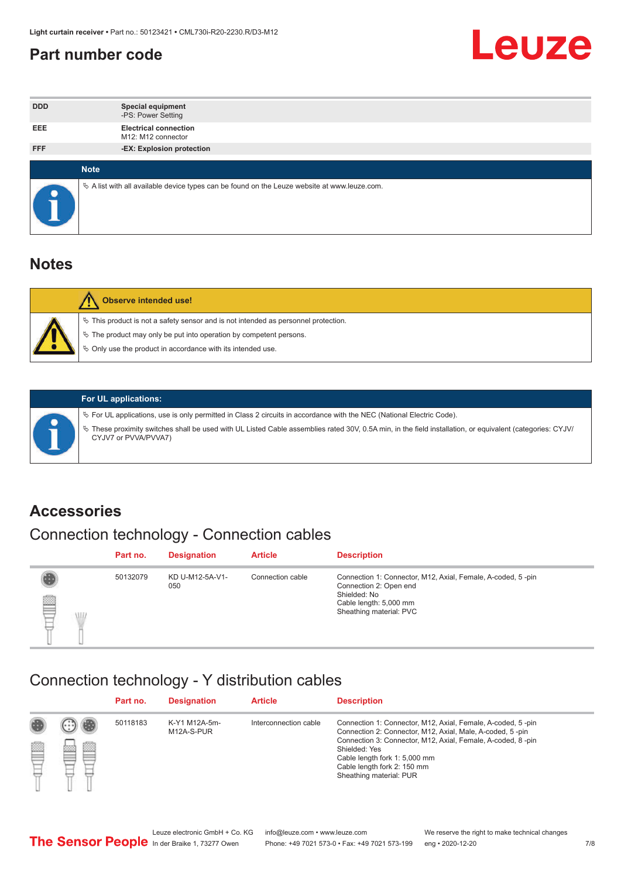# Part number code

| | |
|---|---|
| DDD | **Special equipment**<br>-PS: Power Setting |
| EEE | **Electrical connection**<br>M12: M12 connector |
| FFF | **-EX: Explosion protection** |

**Note**

- A list with all available device types can be found on the Leuze website at www.leuze.com.

## Notes

**Observe intended use!**

- This product is not a safety sensor and is not intended as personnel protection.
- The product may only be put into operation by competent persons.
- Only use the product in accordance with its intended use.

**For UL applications:**

- For UL applications, use is only permitted in Class 2 circuits in accordance with the NEC (National Electric Code).
- These proximity switches shall be used with UL Listed Cable assemblies rated 30V, 0.5A min, in the field installation, or equivalent (categories: CYJV/CYJV7 or PVVA/PVVA7)

## Accessories

### Connection technology - Connection cables

| Part no. | Designation | Article | Description |
|---|---|---|---|
| 50132079 | KD U-M12-5A-V1-050 | Connection cable | Connection 1: Connector, M12, Axial, Female, A-coded, 5 -pin<br>Connection 2: Open end<br>Shielded: No<br>Cable length: 5,000 mm<br>Sheathing material: PVC |

### Connection technology - Y distribution cables

| Part no. | Designation | Article | Description |
|---|---|---|---|
| 50118183 | K-Y1 M12A-5m-M12A-S-PUR | Interconnection cable | Connection 1: Connector, M12, Axial, Female, A-coded, 5 -pin<br>Connection 2: Connector, M12, Axial, Male, A-coded, 5 -pin<br>Connection 3: Connector, M12, Axial, Female, A-coded, 8 -pin<br>Shielded: Yes<br>Cable length fork 1: 5,000 mm<br>Cable length fork 2: 150 mm<br>Sheathing material: PUR |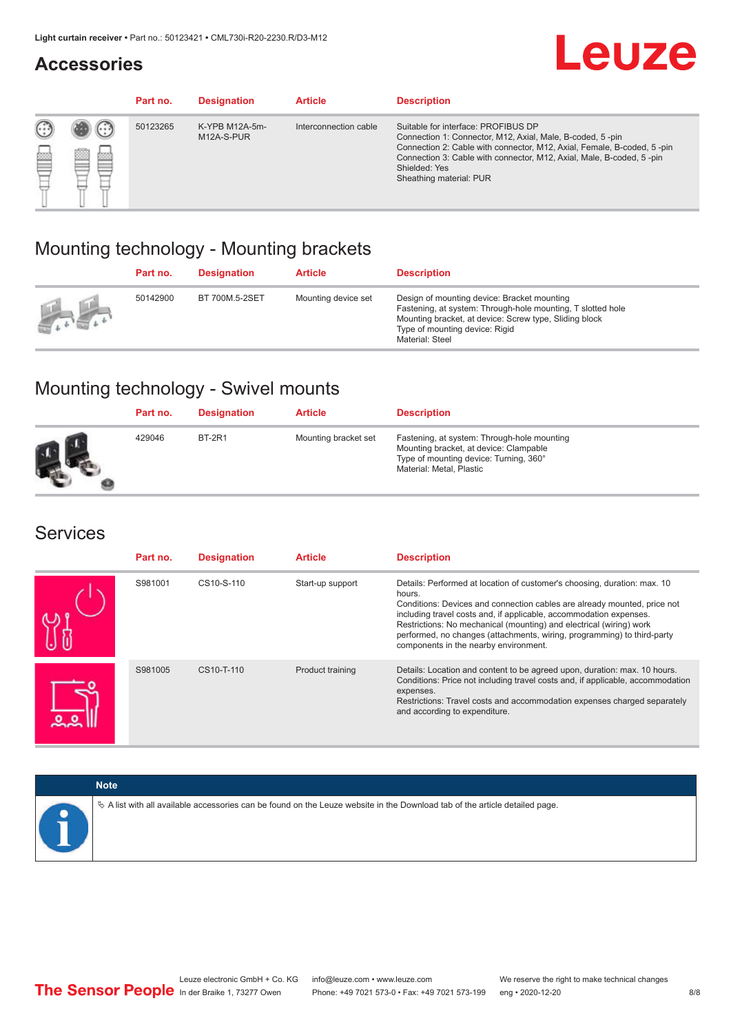## Accessories

| Part no. | Designation | Article | Description |
| --- | --- | --- | --- |
| 50123265 | K-YPB M12A-5m-M12A-S-PUR | Interconnection cable | Suitable for interface: PROFIBUS DP<br>Connection 1: Connector, M12, Axial, Male, B-coded, 5 -pin<br>Connection 2: Cable with connector, M12, Axial, Female, B-coded, 5 -pin<br>Connection 3: Cable with connector, M12, Axial, Male, B-coded, 5 -pin<br>Shielded: Yes<br>Sheathing material: PUR |

## Mounting technology - Mounting brackets

| Part no. | Designation | Article | Description |
| --- | --- | --- | --- |
| 50142900 | BT 700M.5-2SET | Mounting device set | Design of mounting device: Bracket mounting<br>Fastening, at system: Through-hole mounting, T slotted hole<br>Mounting bracket, at device: Screw type, Sliding block<br>Type of mounting device: Rigid<br>Material: Steel |

## Mounting technology - Swivel mounts

| Part no. | Designation | Article | Description |
| --- | --- | --- | --- |
| 429046 | BT-2R1 | Mounting bracket set | Fastening, at system: Through-hole mounting<br>Mounting bracket, at device: Clampable<br>Type of mounting device: Turning, 360°<br>Material: Metal, Plastic |

## Services

| Part no. | Designation | Article | Description |
| --- | --- | --- | --- |
| S981001 | CS10-S-110 | Start-up support | Details: Performed at location of customer's choosing, duration: max. 10 hours.<br>Conditions: Devices and connection cables are already mounted, price not including travel costs and, if applicable, accommodation expenses.<br>Restrictions: No mechanical (mounting) and electrical (wiring) work performed, no changes (attachments, wiring, programming) to third-party components in the nearby environment. |
| S981005 | CS10-T-110 | Product training | Details: Location and content to be agreed upon, duration: max. 10 hours.<br>Conditions: Price not including travel costs and, if applicable, accommodation expenses.<br>Restrictions: Travel costs and accommodation expenses charged separately and according to expenditure. |

**Note**

⚬ A list with all available accessories can be found on the Leuze website in the Download tab of the article detailed page.